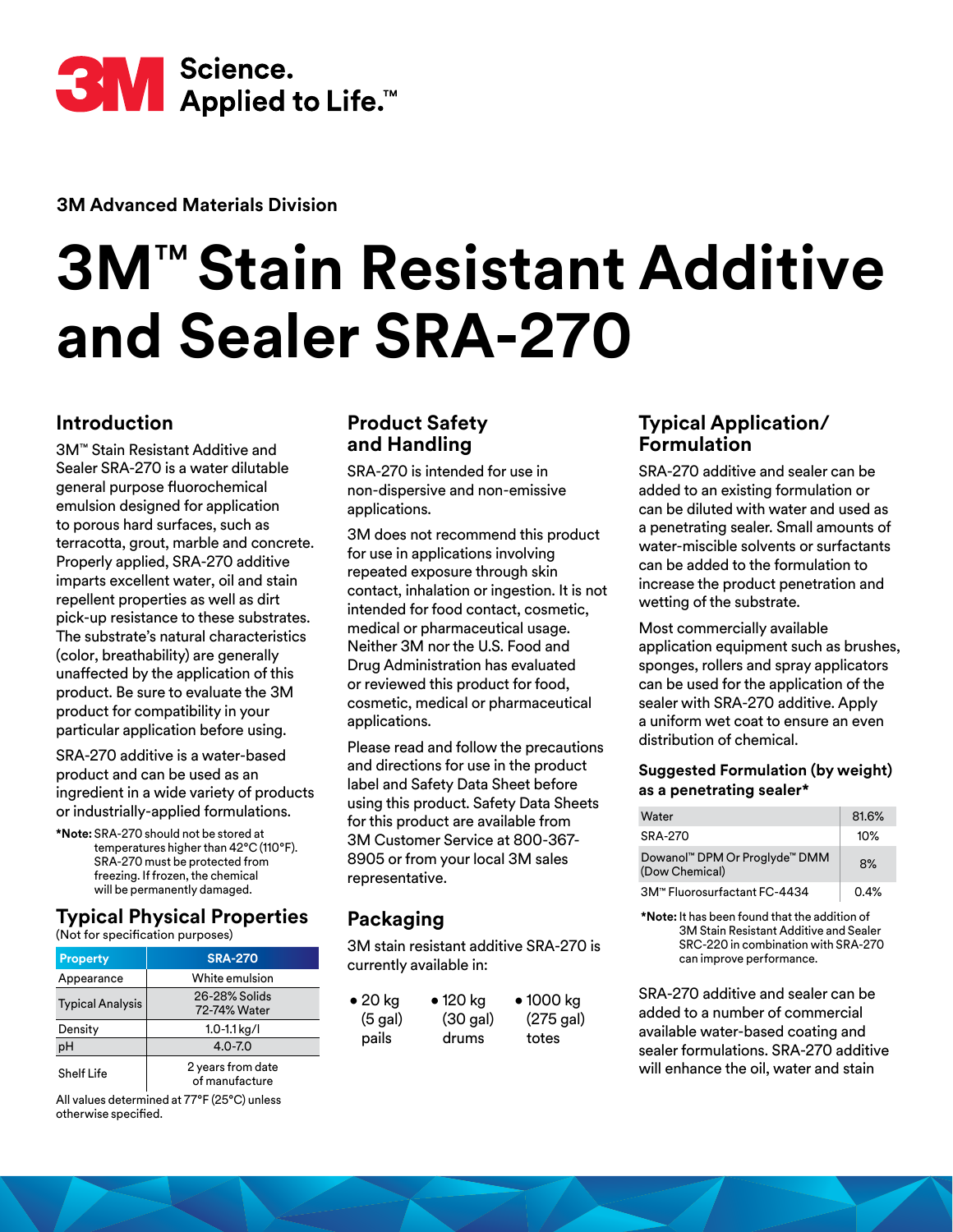3M Science. Applied to Life.™

**3M Advanced Materials Division**

# 3M™ Stain Resistant Additive and Sealer SRA-270

## Introduction

3M™ Stain Resistant Additive and Sealer SRA-270 is a water dilutable general purpose fluorochemical emulsion designed for application to porous hard surfaces, such as terracotta, grout, marble and concrete. Properly applied, SRA-270 additive imparts excellent water, oil and stain repellent properties as well as dirt pick-up resistance to these substrates. The substrate's natural characteristics (color, breathability) are generally unaffected by the application of this product. Be sure to evaluate the 3M product for compatibility in your particular application before using.

SRA-270 additive is a water-based product and can be used as an ingredient in a wide variety of products or industrially-applied formulations.

***Note:** SRA-270 should not be stored at temperatures higher than 42°C (110°F). SRA-270 must be protected from freezing. If frozen, the chemical will be permanently damaged.

## Typical Physical Properties

(Not for specification purposes)

| Property | SRA-270 |
| --- | --- |
| Appearance | White emulsion |
| Typical Analysis | 26-28% Solids<br>72-74% Water |
| Density | 1.0-1.1 kg/l |
| pH | 4.0-7.0 |
| Shelf Life | 2 years from date of manufacture |

All values determined at 77°F (25°C) unless otherwise specified.

## Product Safety and Handling

SRA-270 is intended for use in non-dispersive and non-emissive applications.

3M does not recommend this product for use in applications involving repeated exposure through skin contact, inhalation or ingestion. It is not intended for food contact, cosmetic, medical or pharmaceutical usage. Neither 3M nor the U.S. Food and Drug Administration has evaluated or reviewed this product for food, cosmetic, medical or pharmaceutical applications.

Please read and follow the precautions and directions for use in the product label and Safety Data Sheet before using this product. Safety Data Sheets for this product are available from 3M Customer Service at 800-367-8905 or from your local 3M sales representative.

## Packaging

3M stain resistant additive SRA-270 is currently available in:

- 20 kg (5 gal) pails
- 120 kg (30 gal) drums
- 1000 kg (275 gal) totes

## Typical Application/ Formulation

SRA-270 additive and sealer can be added to an existing formulation or can be diluted with water and used as a penetrating sealer. Small amounts of water-miscible solvents or surfactants can be added to the formulation to increase the product penetration and wetting of the substrate.

Most commercially available application equipment such as brushes, sponges, rollers and spray applicators can be used for the application of the sealer with SRA-270 additive. Apply a uniform wet coat to ensure an even distribution of chemical.

### Suggested Formulation (by weight) as a penetrating sealer*

| Component | % |
| --- | --- |
| Water | 81.6% |
| SRA-270 | 10% |
| Dowanol™ DPM Or Proglyde™ DMM (Dow Chemical) | 8% |
| 3M™ Fluorosurfactant FC-4434 | 0.4% |

***Note:** It has been found that the addition of 3M Stain Resistant Additive and Sealer SRC-220 in combination with SRA-270 can improve performance.

SRA-270 additive and sealer can be added to a number of commercial available water-based coating and sealer formulations. SRA-270 additive will enhance the oil, water and stain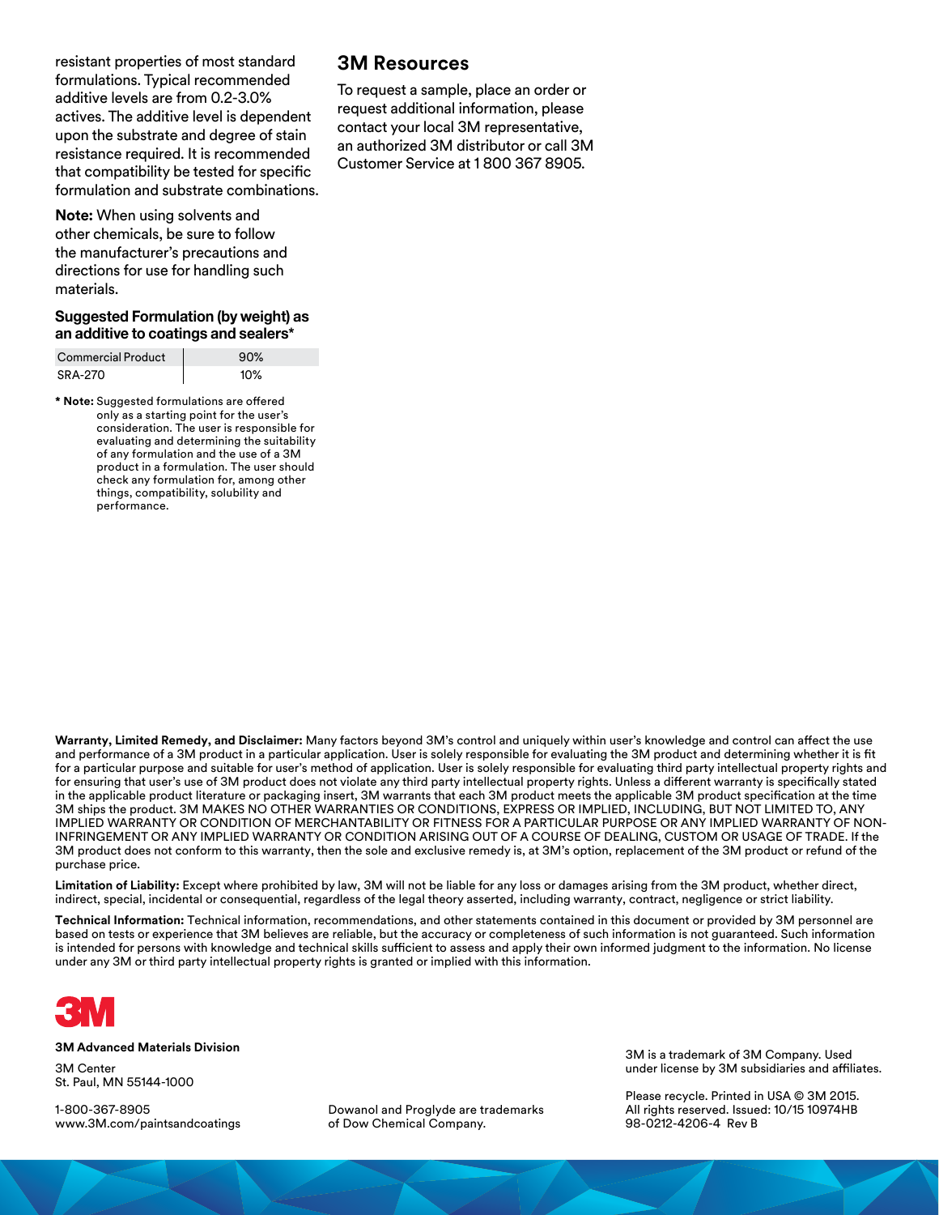resistant properties of most standard formulations. Typical recommended additive levels are from 0.2-3.0% actives. The additive level is dependent upon the substrate and degree of stain resistance required. It is recommended that compatibility be tested for specific formulation and substrate combinations.

**Note:** When using solvents and other chemicals, be sure to follow the manufacturer's precautions and directions for use for handling such materials.

### Suggested Formulation (by weight) as an additive to coatings and sealers*

| | |
|---|---|
| Commercial Product | 90% |
| SRA-270 | 10% |

**\* Note:** Suggested formulations are offered only as a starting point for the user's consideration. The user is responsible for evaluating and determining the suitability of any formulation and the use of a 3M product in a formulation. The user should check any formulation for, among other things, compatibility, solubility and performance.

## 3M Resources

To request a sample, place an order or request additional information, please contact your local 3M representative, an authorized 3M distributor or call 3M Customer Service at 1 800 367 8905.

**Warranty, Limited Remedy, and Disclaimer:** Many factors beyond 3M's control and uniquely within user's knowledge and control can affect the use and performance of a 3M product in a particular application. User is solely responsible for evaluating the 3M product and determining whether it is fit for a particular purpose and suitable for user's method of application. User is solely responsible for evaluating third party intellectual property rights and for ensuring that user's use of 3M product does not violate any third party intellectual property rights. Unless a different warranty is specifically stated in the applicable product literature or packaging insert, 3M warrants that each 3M product meets the applicable 3M product specification at the time 3M ships the product. 3M MAKES NO OTHER WARRANTIES OR CONDITIONS, EXPRESS OR IMPLIED, INCLUDING, BUT NOT LIMITED TO, ANY IMPLIED WARRANTY OR CONDITION OF MERCHANTABILITY OR FITNESS FOR A PARTICULAR PURPOSE OR ANY IMPLIED WARRANTY OF NON-INFRINGEMENT OR ANY IMPLIED WARRANTY OR CONDITION ARISING OUT OF A COURSE OF DEALING, CUSTOM OR USAGE OF TRADE. If the 3M product does not conform to this warranty, then the sole and exclusive remedy is, at 3M's option, replacement of the 3M product or refund of the purchase price.

**Limitation of Liability:** Except where prohibited by law, 3M will not be liable for any loss or damages arising from the 3M product, whether direct, indirect, special, incidental or consequential, regardless of the legal theory asserted, including warranty, contract, negligence or strict liability.

**Technical Information:** Technical information, recommendations, and other statements contained in this document or provided by 3M personnel are based on tests or experience that 3M believes are reliable, but the accuracy or completeness of such information is not guaranteed. Such information is intended for persons with knowledge and technical skills sufficient to assess and apply their own informed judgment to the information. No license under any 3M or third party intellectual property rights is granted or implied with this information.

**3M Advanced Materials Division**

3M Center
St. Paul, MN 55144-1000

1-800-367-8905
www.3M.com/paintsandcoatings

Dowanol and Proglyde are trademarks of Dow Chemical Company.

3M is a trademark of 3M Company. Used under license by 3M subsidiaries and affiliates.

Please recycle. Printed in USA © 3M 2015. All rights reserved. Issued: 10/15 10974HB
98-0212-4206-4 Rev B